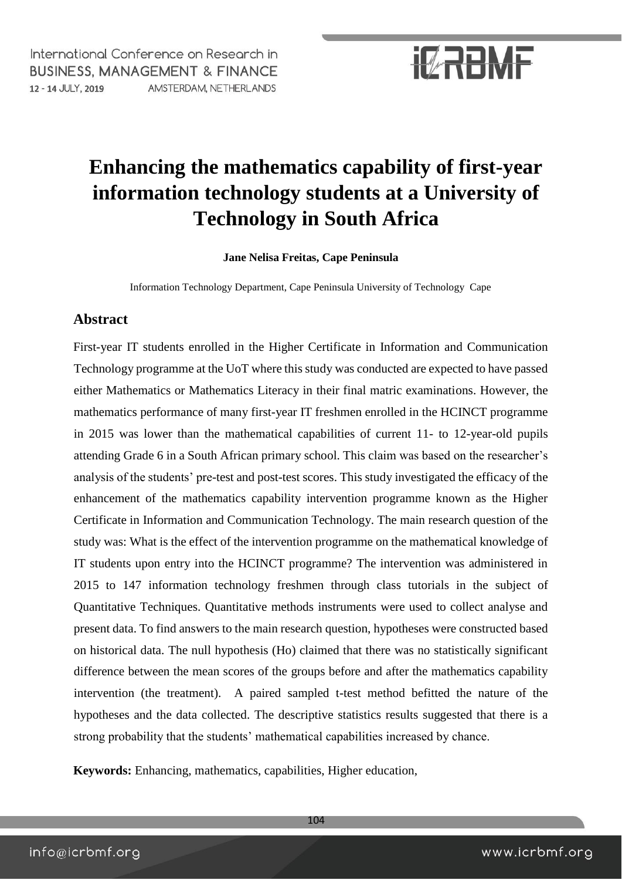# Enhancing the mathematics capability of first-year information technology students at a University of Technology in South Africa

**Jane Nelisa Freitas, Cape Peninsula**

Information Technology Department, Cape Peninsula University of Technology Cape

## Abstract

First-year IT students enrolled in the Higher Certificate in Information and Communication Technology programme at the UoT where this study was conducted are expected to have passed either Mathematics or Mathematics Literacy in their final matric examinations. However, the mathematics performance of many first-year IT freshmen enrolled in the HCINCT programme in 2015 was lower than the mathematical capabilities of current 11- to 12-year-old pupils attending Grade 6 in a South African primary school. This claim was based on the researcher's analysis of the students' pre-test and post-test scores. This study investigated the efficacy of the enhancement of the mathematics capability intervention programme known as the Higher Certificate in Information and Communication Technology. The main research question of the study was: What is the effect of the intervention programme on the mathematical knowledge of IT students upon entry into the HCINCT programme? The intervention was administered in 2015 to 147 information technology freshmen through class tutorials in the subject of Quantitative Techniques. Quantitative methods instruments were used to collect analyse and present data. To find answers to the main research question, hypotheses were constructed based on historical data. The null hypothesis (Ho) claimed that there was no statistically significant difference between the mean scores of the groups before and after the mathematics capability intervention (the treatment). A paired sampled t-test method befitted the nature of the hypotheses and the data collected. The descriptive statistics results suggested that there is a strong probability that the students' mathematical capabilities increased by chance.

**Keywords:** Enhancing, mathematics, capabilities, Higher education,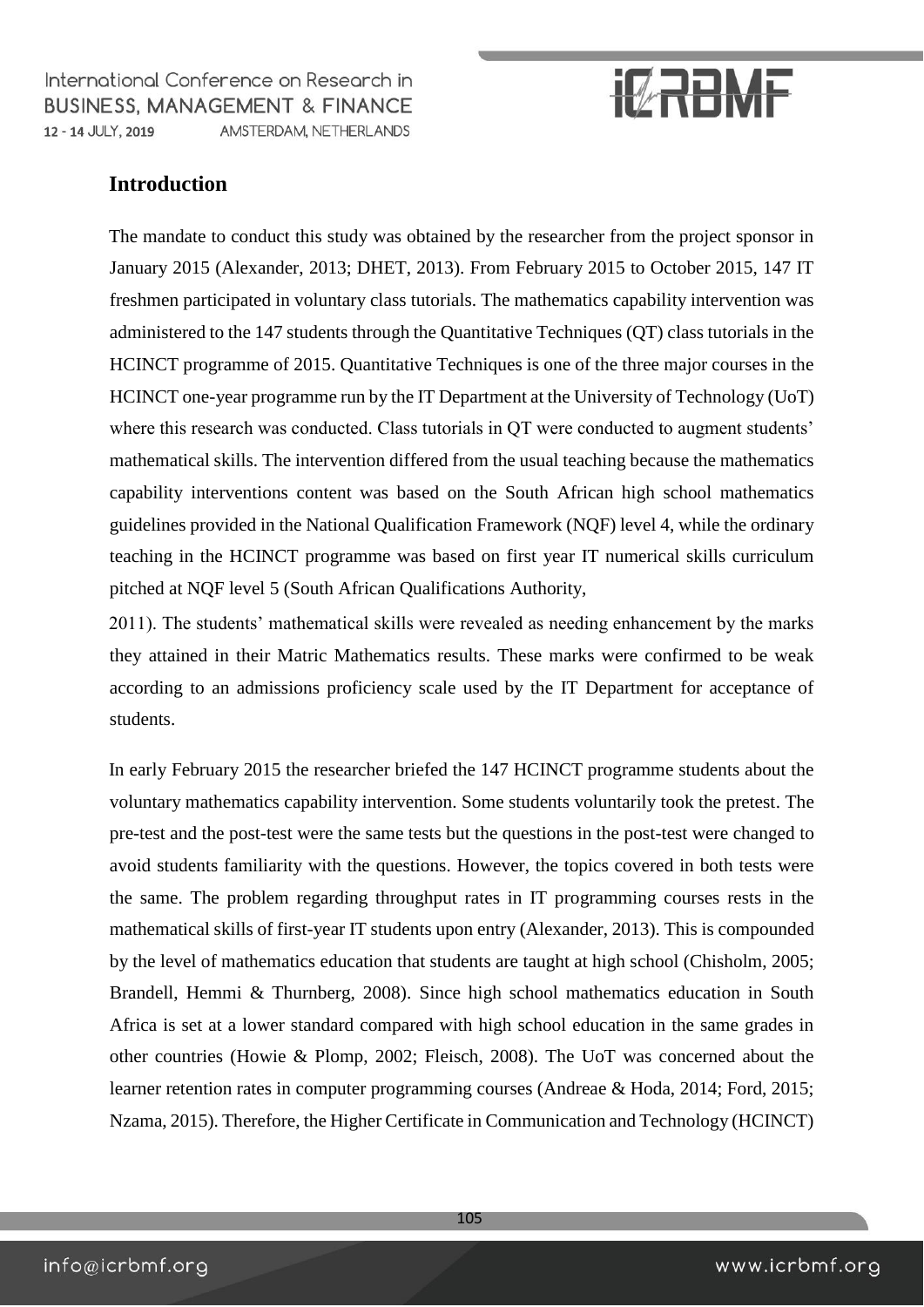## Introduction

The mandate to conduct this study was obtained by the researcher from the project sponsor in January 2015 (Alexander, 2013; DHET, 2013). From February 2015 to October 2015, 147 IT freshmen participated in voluntary class tutorials. The mathematics capability intervention was administered to the 147 students through the Quantitative Techniques (QT) class tutorials in the HCINCT programme of 2015. Quantitative Techniques is one of the three major courses in the HCINCT one-year programme run by the IT Department at the University of Technology (UoT) where this research was conducted. Class tutorials in QT were conducted to augment students' mathematical skills. The intervention differed from the usual teaching because the mathematics capability interventions content was based on the South African high school mathematics guidelines provided in the National Qualification Framework (NQF) level 4, while the ordinary teaching in the HCINCT programme was based on first year IT numerical skills curriculum pitched at NQF level 5 (South African Qualifications Authority, 2011). The students' mathematical skills were revealed as needing enhancement by the marks they attained in their Matric Mathematics results. These marks were confirmed to be weak according to an admissions proficiency scale used by the IT Department for acceptance of students.

In early February 2015 the researcher briefed the 147 HCINCT programme students about the voluntary mathematics capability intervention. Some students voluntarily took the pretest. The pre-test and the post-test were the same tests but the questions in the post-test were changed to avoid students familiarity with the questions. However, the topics covered in both tests were the same. The problem regarding throughput rates in IT programming courses rests in the mathematical skills of first-year IT students upon entry (Alexander, 2013). This is compounded by the level of mathematics education that students are taught at high school (Chisholm, 2005; Brandell, Hemmi & Thurnberg, 2008). Since high school mathematics education in South Africa is set at a lower standard compared with high school education in the same grades in other countries (Howie & Plomp, 2002; Fleisch, 2008). The UoT was concerned about the learner retention rates in computer programming courses (Andreae & Hoda, 2014; Ford, 2015; Nzama, 2015). Therefore, the Higher Certificate in Communication and Technology (HCINCT)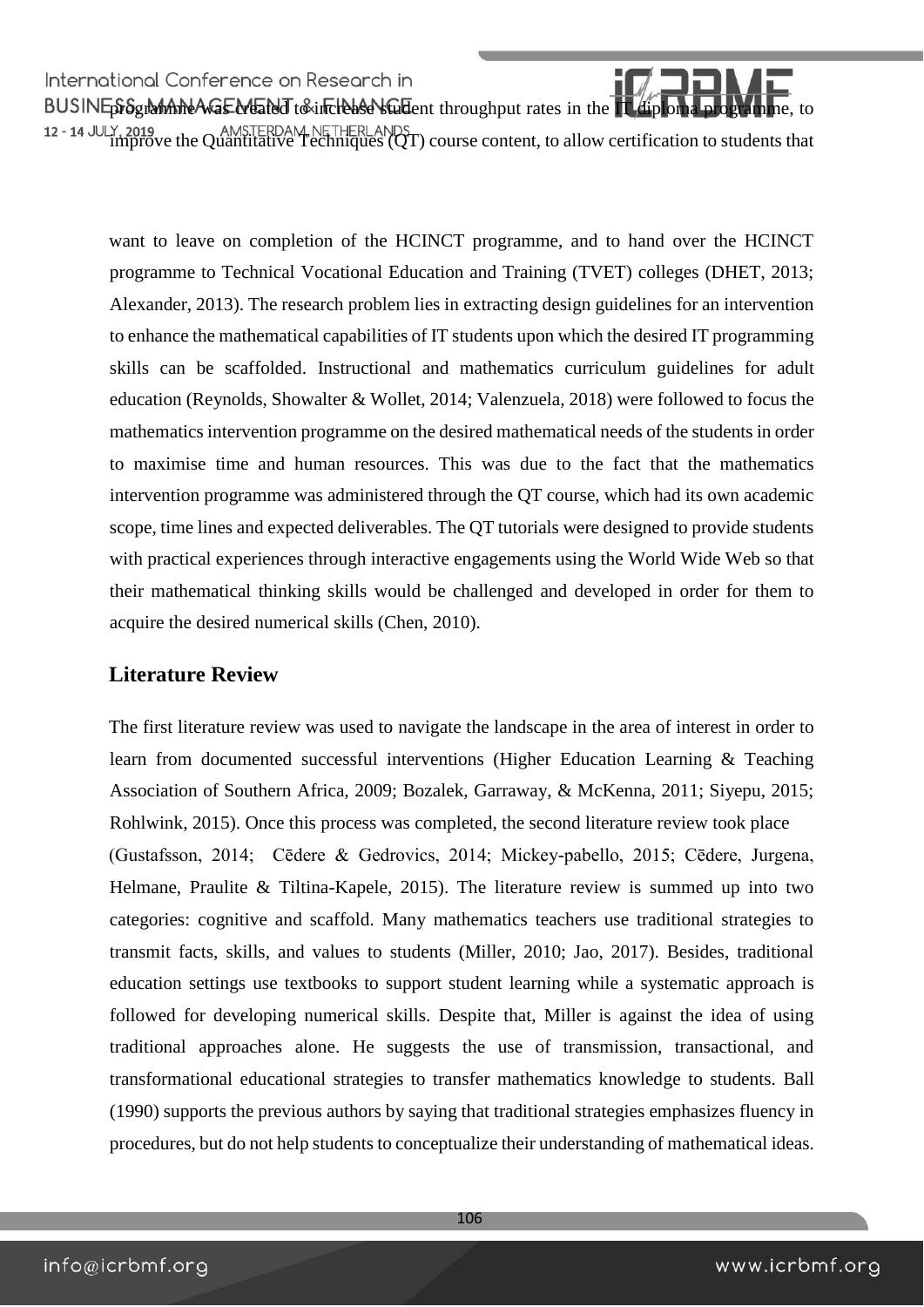programme was created to increase student throughput rates in the IT diploma programme, to improve the Quantitative Techniques (QT) course content, to allow certification to students that want to leave on completion of the HCINCT programme, and to hand over the HCINCT programme to Technical Vocational Education and Training (TVET) colleges (DHET, 2013; Alexander, 2013). The research problem lies in extracting design guidelines for an intervention to enhance the mathematical capabilities of IT students upon which the desired IT programming skills can be scaffolded. Instructional and mathematics curriculum guidelines for adult education (Reynolds, Showalter & Wollet, 2014; Valenzuela, 2018) were followed to focus the mathematics intervention programme on the desired mathematical needs of the students in order to maximise time and human resources. This was due to the fact that the mathematics intervention programme was administered through the QT course, which had its own academic scope, time lines and expected deliverables. The QT tutorials were designed to provide students with practical experiences through interactive engagements using the World Wide Web so that their mathematical thinking skills would be challenged and developed in order for them to acquire the desired numerical skills (Chen, 2010).

## Literature Review

The first literature review was used to navigate the landscape in the area of interest in order to learn from documented successful interventions (Higher Education Learning & Teaching Association of Southern Africa, 2009; Bozalek, Garraway, & McKenna, 2011; Siyepu, 2015; Rohlwink, 2015). Once this process was completed, the second literature review took place (Gustafsson, 2014; Cēdere & Gedrovics, 2014; Mickey-pabello, 2015; Cēdere, Jurgena, Helmane, Praulite & Tiltina-Kapele, 2015). The literature review is summed up into two categories: cognitive and scaffold. Many mathematics teachers use traditional strategies to transmit facts, skills, and values to students (Miller, 2010; Jao, 2017). Besides, traditional education settings use textbooks to support student learning while a systematic approach is followed for developing numerical skills. Despite that, Miller is against the idea of using traditional approaches alone. He suggests the use of transmission, transactional, and transformational educational strategies to transfer mathematics knowledge to students. Ball (1990) supports the previous authors by saying that traditional strategies emphasizes fluency in procedures, but do not help students to conceptualize their understanding of mathematical ideas.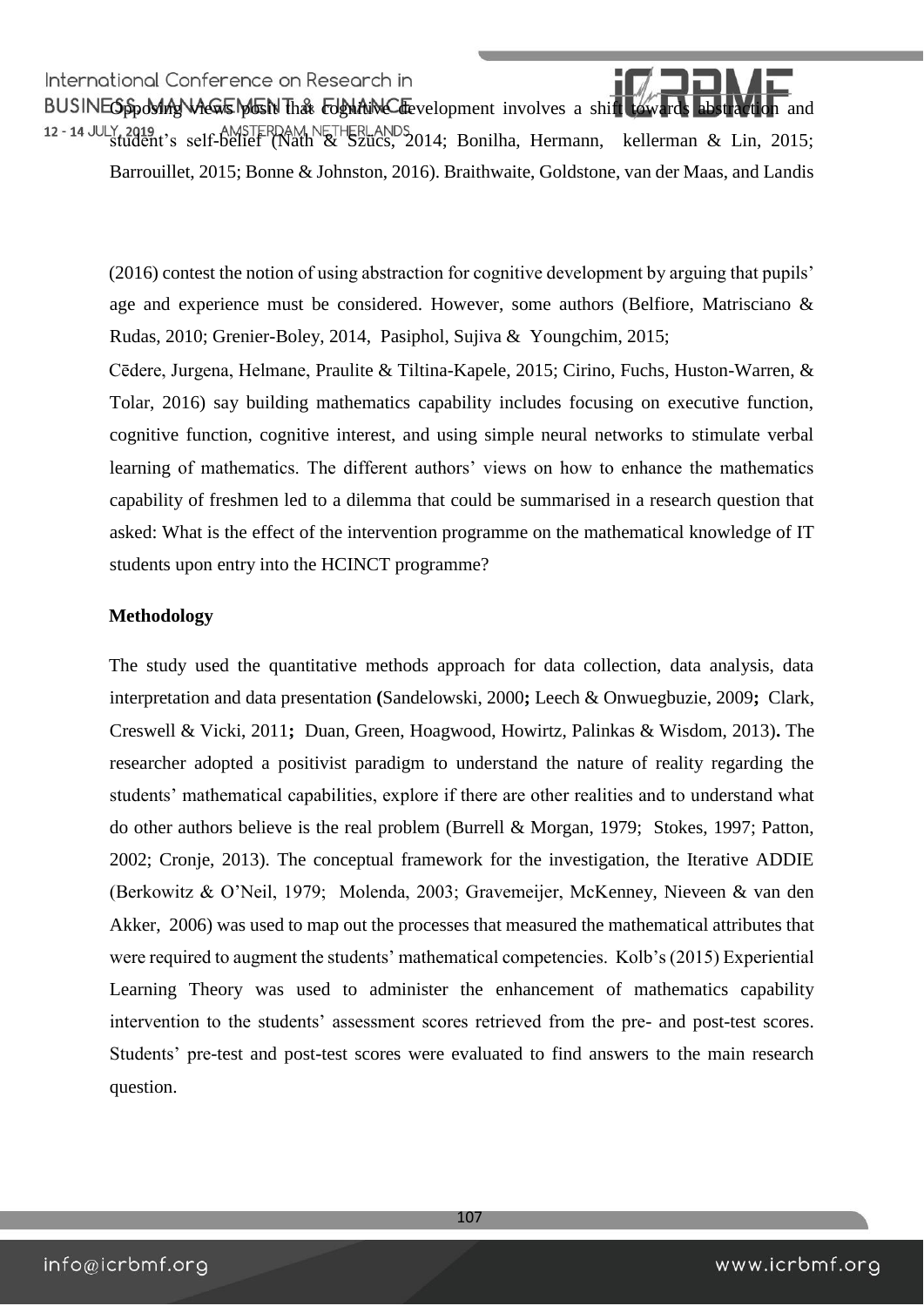Opposing views posit that cognitive development involves a shift towards abstraction and student's self-belief (Nath & Szücs, 2014; Bonilha, Hermann, kellerman & Lin, 2015; Barrouillet, 2015; Bonne & Johnston, 2016). Braithwaite, Goldstone, van der Maas, and Landis (2016) contest the notion of using abstraction for cognitive development by arguing that pupils' age and experience must be considered. However, some authors (Belfiore, Matrisciano & Rudas, 2010; Grenier-Boley, 2014, Pasiphol, Sujiva & Youngchim, 2015; Cēdere, Jurgena, Helmane, Praulite & Tiltina-Kapele, 2015; Cirino, Fuchs, Huston-Warren, & Tolar, 2016) say building mathematics capability includes focusing on executive function, cognitive function, cognitive interest, and using simple neural networks to stimulate verbal learning of mathematics. The different authors' views on how to enhance the mathematics capability of freshmen led to a dilemma that could be summarised in a research question that asked: What is the effect of the intervention programme on the mathematical knowledge of IT students upon entry into the HCINCT programme?

## Methodology

The study used the quantitative methods approach for data collection, data analysis, data interpretation and data presentation (Sandelowski, 2000; Leech & Onwuegbuzie, 2009; Clark, Creswell & Vicki, 2011; Duan, Green, Hoagwood, Howirtz, Palinkas & Wisdom, 2013). The researcher adopted a positivist paradigm to understand the nature of reality regarding the students' mathematical capabilities, explore if there are other realities and to understand what do other authors believe is the real problem (Burrell & Morgan, 1979; Stokes, 1997; Patton, 2002; Cronje, 2013). The conceptual framework for the investigation, the Iterative ADDIE (Berkowitz & O'Neil, 1979; Molenda, 2003; Gravemeijer, McKenney, Nieveen & van den Akker, 2006) was used to map out the processes that measured the mathematical attributes that were required to augment the students' mathematical competencies. Kolb's (2015) Experiential Learning Theory was used to administer the enhancement of mathematics capability intervention to the students' assessment scores retrieved from the pre- and post-test scores. Students' pre-test and post-test scores were evaluated to find answers to the main research question.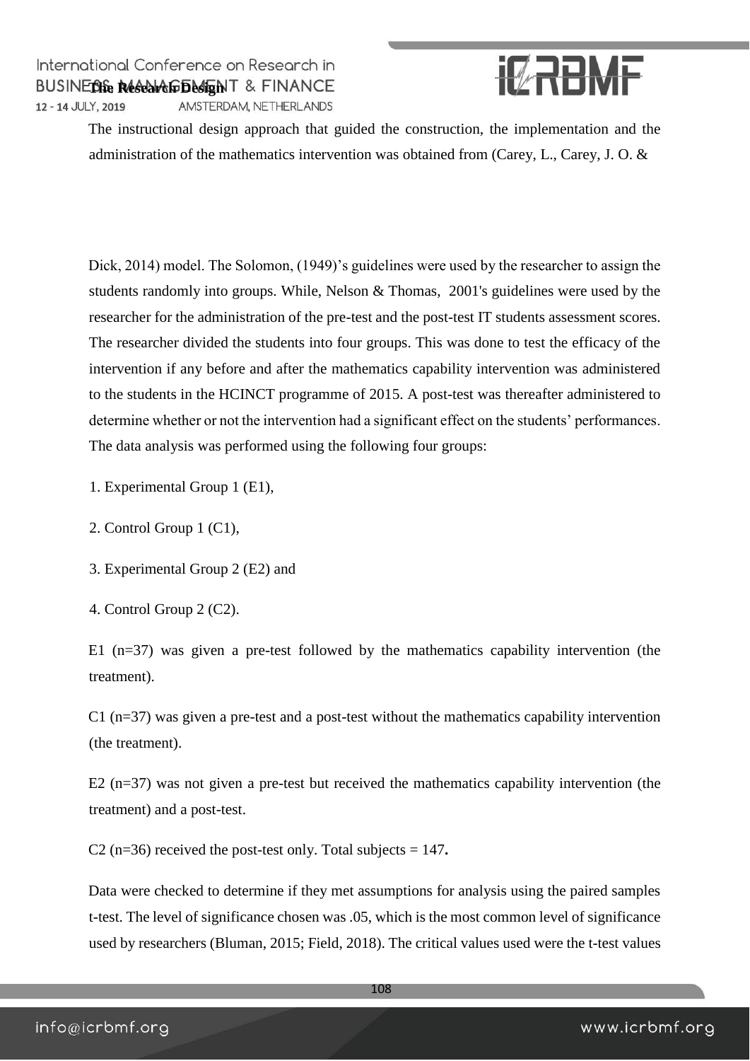### The Research Design

The instructional design approach that guided the construction, the implementation and the administration of the mathematics intervention was obtained from (Carey, L., Carey, J. O. &

Dick, 2014) model. The Solomon, (1949)'s guidelines were used by the researcher to assign the students randomly into groups. While, Nelson & Thomas, 2001's guidelines were used by the researcher for the administration of the pre-test and the post-test IT students assessment scores. The researcher divided the students into four groups. This was done to test the efficacy of the intervention if any before and after the mathematics capability intervention was administered to the students in the HCINCT programme of 2015. A post-test was thereafter administered to determine whether or not the intervention had a significant effect on the students' performances. The data analysis was performed using the following four groups:

1. Experimental Group 1 (E1),
2. Control Group 1 (C1),
3. Experimental Group 2 (E2) and
4. Control Group 2 (C2).

E1 (n=37) was given a pre-test followed by the mathematics capability intervention (the treatment).

C1 (n=37) was given a pre-test and a post-test without the mathematics capability intervention (the treatment).

E2 (n=37) was not given a pre-test but received the mathematics capability intervention (the treatment) and a post-test.

C2 (n=36) received the post-test only. Total subjects = 147**.**

Data were checked to determine if they met assumptions for analysis using the paired samples t-test. The level of significance chosen was .05, which is the most common level of significance used by researchers (Bluman, 2015; Field, 2018). The critical values used were the t-test values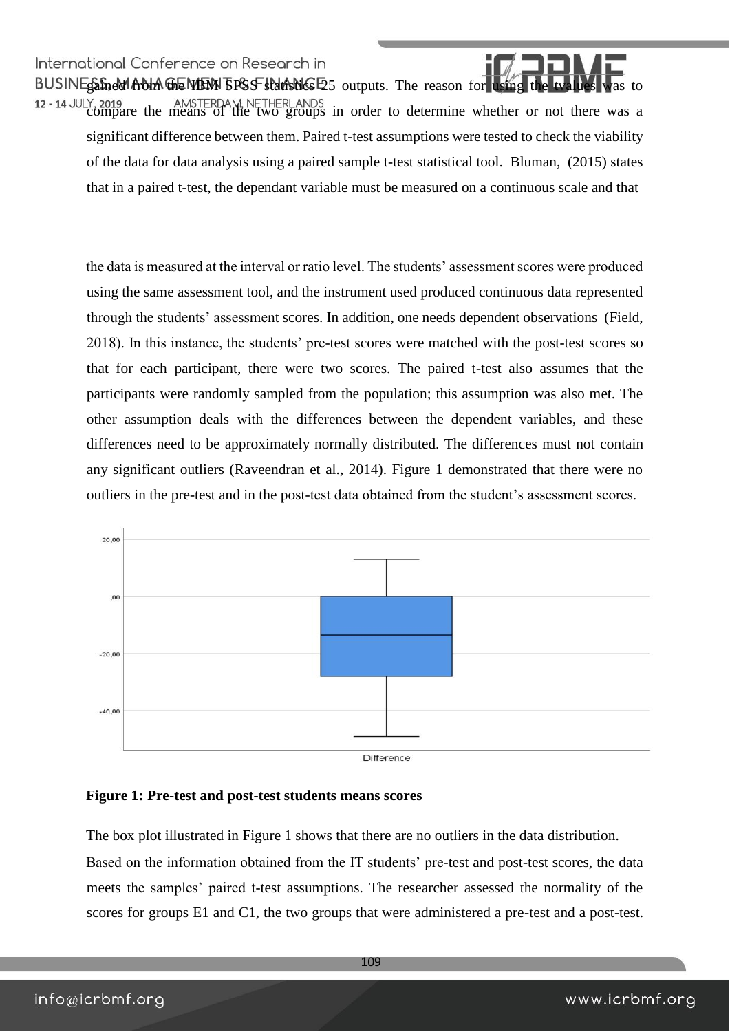gained from the IBM SPSS statistics 25 outputs. The reason for using the tvalues was to compare the means of the two groups in order to determine whether or not there was a significant difference between them. Paired t-test assumptions were tested to check the viability of the data for data analysis using a paired sample t-test statistical tool. Bluman, (2015) states that in a paired t-test, the dependant variable must be measured on a continuous scale and that

the data is measured at the interval or ratio level. The students' assessment scores were produced using the same assessment tool, and the instrument used produced continuous data represented through the students' assessment scores. In addition, one needs dependent observations (Field, 2018). In this instance, the students' pre-test scores were matched with the post-test scores so that for each participant, there were two scores. The paired t-test also assumes that the participants were randomly sampled from the population; this assumption was also met. The other assumption deals with the differences between the dependent variables, and these differences need to be approximately normally distributed. The differences must not contain any significant outliers (Raveendran et al., 2014). Figure 1 demonstrated that there were no outliers in the pre-test and in the post-test data obtained from the student's assessment scores.

**Figure 1: Pre-test and post-test students means scores**

The box plot illustrated in Figure 1 shows that there are no outliers in the data distribution.

Based on the information obtained from the IT students' pre-test and post-test scores, the data meets the samples' paired t-test assumptions. The researcher assessed the normality of the scores for groups E1 and C1, the two groups that were administered a pre-test and a post-test.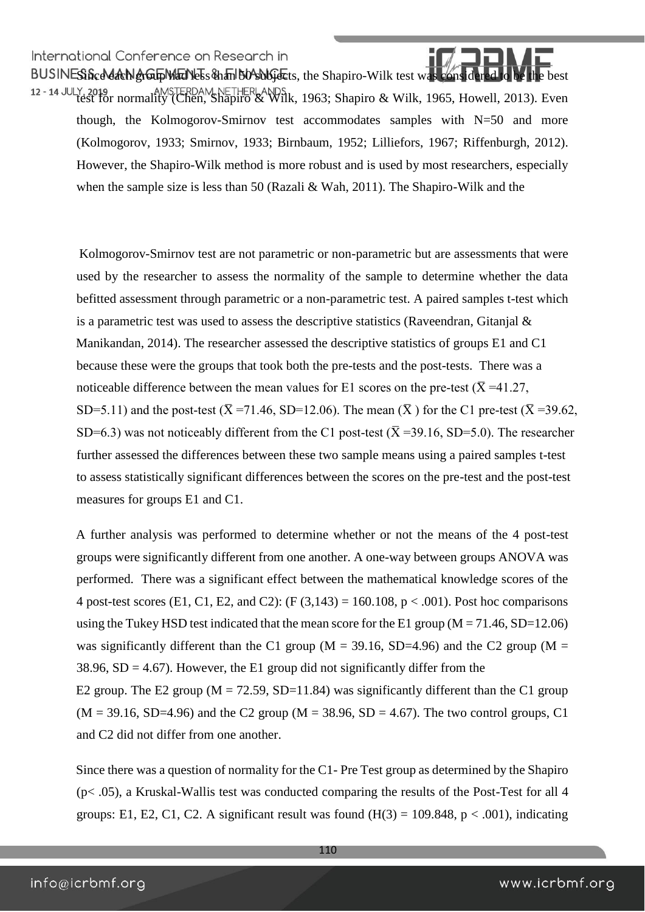Since each group had less than 50 subjects, the Shapiro-Wilk test was considered to be the best test for normality (Chen, Shapiro & Wilk, 1963; Shapiro & Wilk, 1965, Howell, 2013). Even though, the Kolmogorov-Smirnov test accommodates samples with N=50 and more (Kolmogorov, 1933; Smirnov, 1933; Birnbaum, 1952; Lilliefors, 1967; Riffenburgh, 2012). However, the Shapiro-Wilk method is more robust and is used by most researchers, especially when the sample size is less than 50 (Razali & Wah, 2011). The Shapiro-Wilk and the

Kolmogorov-Smirnov test are not parametric or non-parametric but are assessments that were used by the researcher to assess the normality of the sample to determine whether the data befitted assessment through parametric or a non-parametric test. A paired samples t-test which is a parametric test was used to assess the descriptive statistics (Raveendran, Gitanjal & Manikandan, 2014). The researcher assessed the descriptive statistics of groups E1 and C1 because these were the groups that took both the pre-tests and the post-tests. There was a noticeable difference between the mean values for E1 scores on the pre-test ($\bar{X}$ =41.27, SD=5.11) and the post-test ($\bar{X}$ =71.46, SD=12.06). The mean ($\bar{X}$) for the C1 pre-test ($\bar{X}$ =39.62, SD=6.3) was not noticeably different from the C1 post-test ($\bar{X}$ =39.16, SD=5.0). The researcher further assessed the differences between these two sample means using a paired samples t-test to assess statistically significant differences between the scores on the pre-test and the post-test measures for groups E1 and C1.

A further analysis was performed to determine whether or not the means of the 4 post-test groups were significantly different from one another. A one-way between groups ANOVA was performed. There was a significant effect between the mathematical knowledge scores of the 4 post-test scores (E1, C1, E2, and C2): ($F(3,143) = 160.108$, $p < .001$). Post hoc comparisons using the Tukey HSD test indicated that the mean score for the E1 group (M = 71.46, SD=12.06) was significantly different than the C1 group (M = 39.16, SD=4.96) and the C2 group (M = 38.96, SD = 4.67). However, the E1 group did not significantly differ from the E2 group. The E2 group (M = 72.59, SD=11.84) was significantly different than the C1 group (M = 39.16, SD=4.96) and the C2 group (M = 38.96, SD = 4.67). The two control groups, C1 and C2 did not differ from one another.

Since there was a question of normality for the C1- Pre Test group as determined by the Shapiro ($p< .05$), a Kruskal-Wallis test was conducted comparing the results of the Post-Test for all 4 groups: E1, E2, C1, C2. A significant result was found ($H(3) = 109.848$, $p < .001$), indicating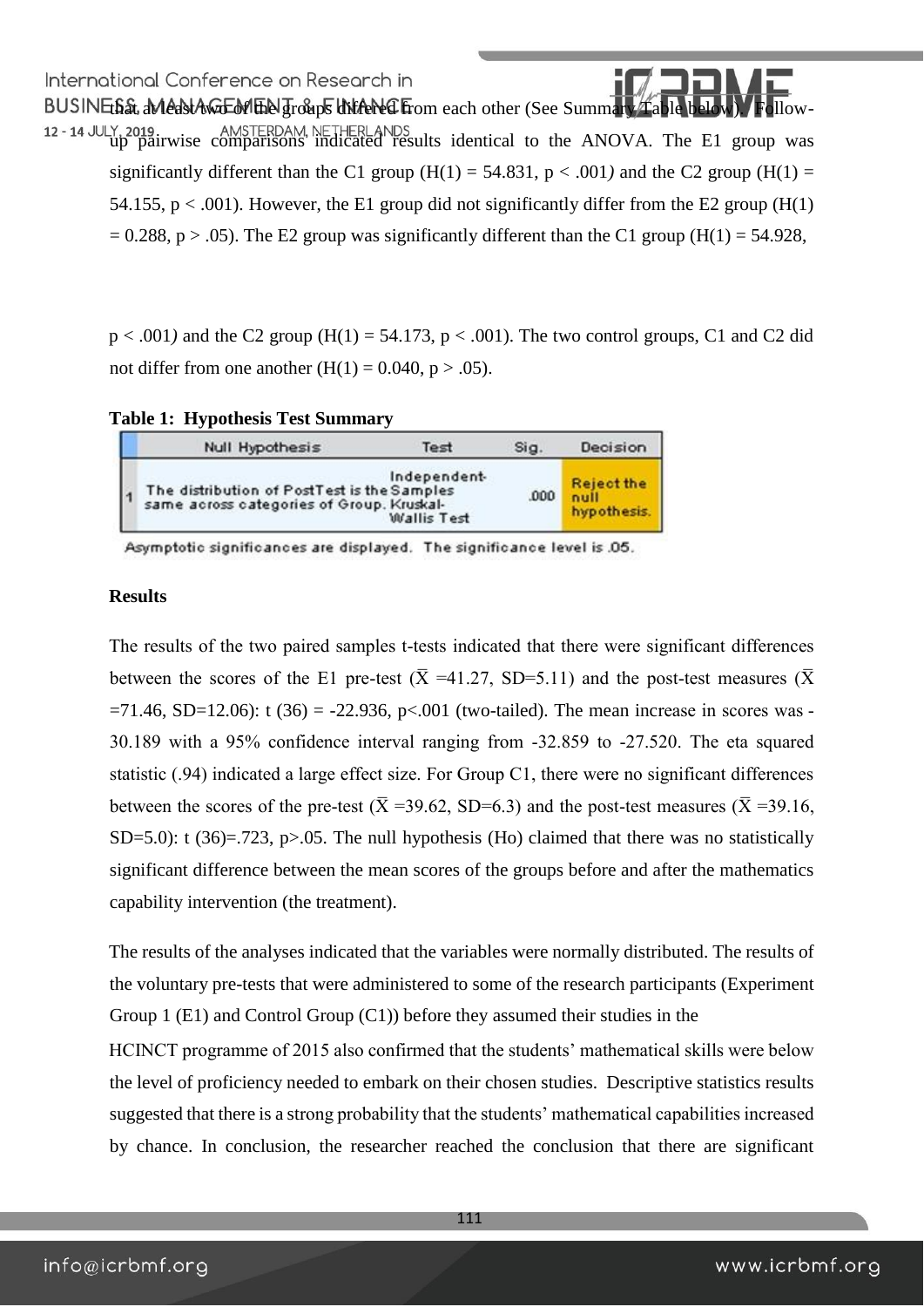that at least two of the groups differed from each other (See Summary Table below). Follow-up pairwise comparisons indicated results identical to the ANOVA. The E1 group was significantly different than the C1 group ($H(1) = 54.831$, $p < .001$) and the C2 group ($H(1) = 54.155$, $p < .001$). However, the E1 group did not significantly differ from the E2 group ($H(1) = 0.288$, $p > .05$). The E2 group was significantly different than the C1 group ($H(1) = 54.928$, $p < .001$) and the C2 group ($H(1) = 54.173$, $p < .001$). The two control groups, C1 and C2 did not differ from one another ($H(1) = 0.040$, $p > .05$).

**Table 1: Hypothesis Test Summary**

| | Null Hypothesis | Test | Sig. | Decision |
|---|---|---|---|---|
| 1 | The distribution of PostTest is the same across categories of Group. | Independent-Samples Kruskal-Wallis Test | .000 | Reject the null hypothesis. |

Asymptotic significances are displayed. The significance level is .05.

**Results**

The results of the two paired samples t-tests indicated that there were significant differences between the scores of the E1 pre-test ($\bar{X}$ =41.27, SD=5.11) and the post-test measures ($\bar{X}$ =71.46, SD=12.06): $t(36) = -22.936$, $p<.001$ (two-tailed). The mean increase in scores was -30.189 with a 95% confidence interval ranging from -32.859 to -27.520. The eta squared statistic (.94) indicated a large effect size. For Group C1, there were no significant differences between the scores of the pre-test ($\bar{X}$ =39.62, SD=6.3) and the post-test measures ($\bar{X}$ =39.16, SD=5.0): $t(36)=.723$, $p>.05$. The null hypothesis (Ho) claimed that there was no statistically significant difference between the mean scores of the groups before and after the mathematics capability intervention (the treatment).

The results of the analyses indicated that the variables were normally distributed. The results of the voluntary pre-tests that were administered to some of the research participants (Experiment Group 1 (E1) and Control Group (C1)) before they assumed their studies in the HCINCT programme of 2015 also confirmed that the students' mathematical skills were below the level of proficiency needed to embark on their chosen studies. Descriptive statistics results suggested that there is a strong probability that the students' mathematical capabilities increased by chance. In conclusion, the researcher reached the conclusion that there are significant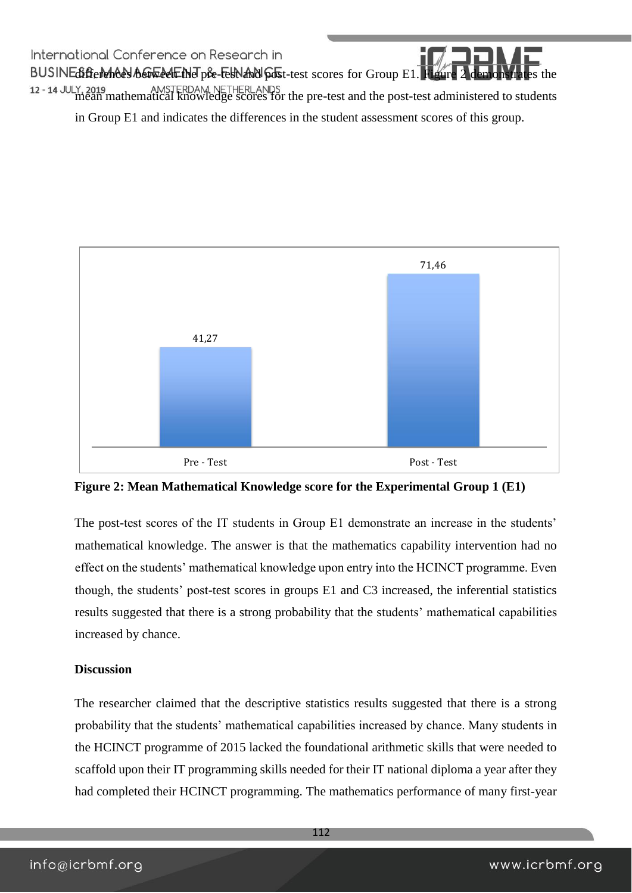differences between the pre-test and post-test scores for Group E1. Figure 2 demonstrates the mean mathematical knowledge scores for the pre-test and the post-test administered to students in Group E1 and indicates the differences in the student assessment scores of this group.

| | Pre - Test | Post - Test |
|---|---|---|
| Mean score | 41,27 | 71,46 |

**Figure 2: Mean Mathematical Knowledge score for the Experimental Group 1 (E1)**

The post-test scores of the IT students in Group E1 demonstrate an increase in the students' mathematical knowledge. The answer is that the mathematics capability intervention had no effect on the students' mathematical knowledge upon entry into the HCINCT programme. Even though, the students' post-test scores in groups E1 and C3 increased, the inferential statistics results suggested that there is a strong probability that the students' mathematical capabilities increased by chance.

**Discussion**

The researcher claimed that the descriptive statistics results suggested that there is a strong probability that the students' mathematical capabilities increased by chance. Many students in the HCINCT programme of 2015 lacked the foundational arithmetic skills that were needed to scaffold upon their IT programming skills needed for their IT national diploma a year after they had completed their HCINCT programming. The mathematics performance of many first-year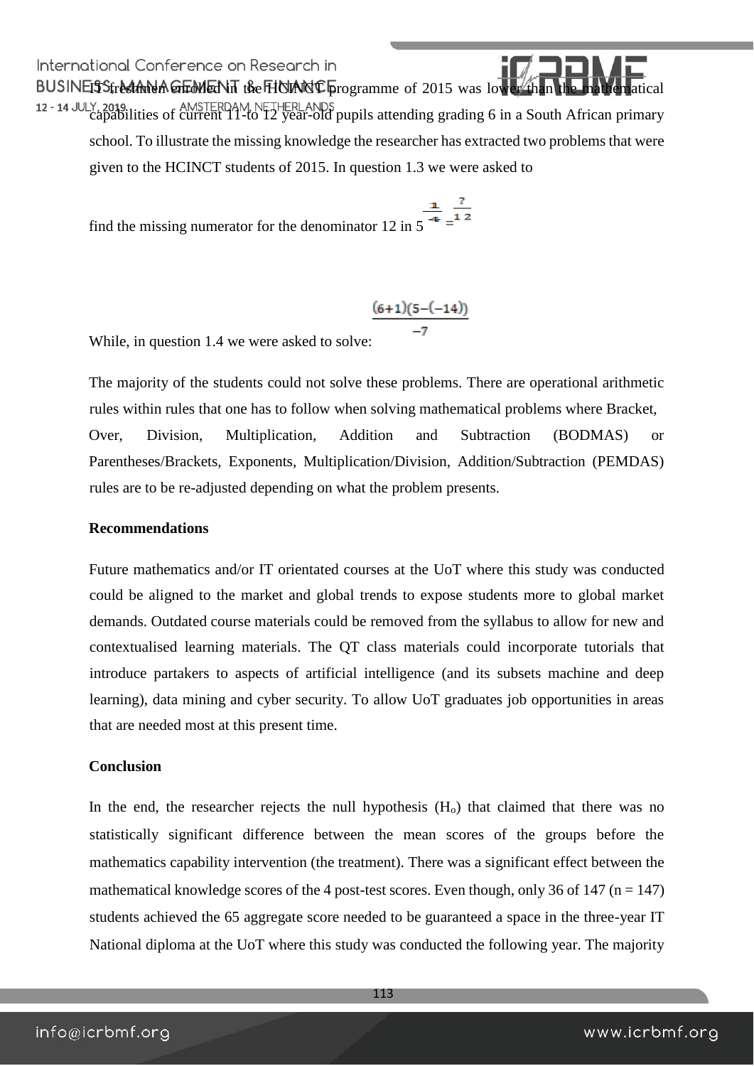IT freshmen enrolled in the HCINCT programme of 2015 was lower than the mathematical capabilities of current 11-to 12 year-old pupils attending grading 6 in a South African primary school. To illustrate the missing knowledge the researcher has extracted two problems that were given to the HCINCT students of 2015. In question 1.3 we were asked to

find the missing numerator for the denominator 12 in $5\frac{1}{4} = \frac{?}{12}$

While, in question 1.4 we were asked to solve: $\frac{(6+1)(5-(-14))}{-7}$

The majority of the students could not solve these problems. There are operational arithmetic rules within rules that one has to follow when solving mathematical problems where Bracket, Over, Division, Multiplication, Addition and Subtraction (BODMAS) or Parentheses/Brackets, Exponents, Multiplication/Division, Addition/Subtraction (PEMDAS) rules are to be re-adjusted depending on what the problem presents.

**Recommendations**

Future mathematics and/or IT orientated courses at the UoT where this study was conducted could be aligned to the market and global trends to expose students more to global market demands. Outdated course materials could be removed from the syllabus to allow for new and contextualised learning materials. The QT class materials could incorporate tutorials that introduce partakers to aspects of artificial intelligence (and its subsets machine and deep learning), data mining and cyber security. To allow UoT graduates job opportunities in areas that are needed most at this present time.

**Conclusion**

In the end, the researcher rejects the null hypothesis ($H_o$) that claimed that there was no statistically significant difference between the mean scores of the groups before the mathematics capability intervention (the treatment). There was a significant effect between the mathematical knowledge scores of the 4 post-test scores. Even though, only 36 of 147 ($n = 147$) students achieved the 65 aggregate score needed to be guaranteed a space in the three-year IT National diploma at the UoT where this study was conducted the following year. The majority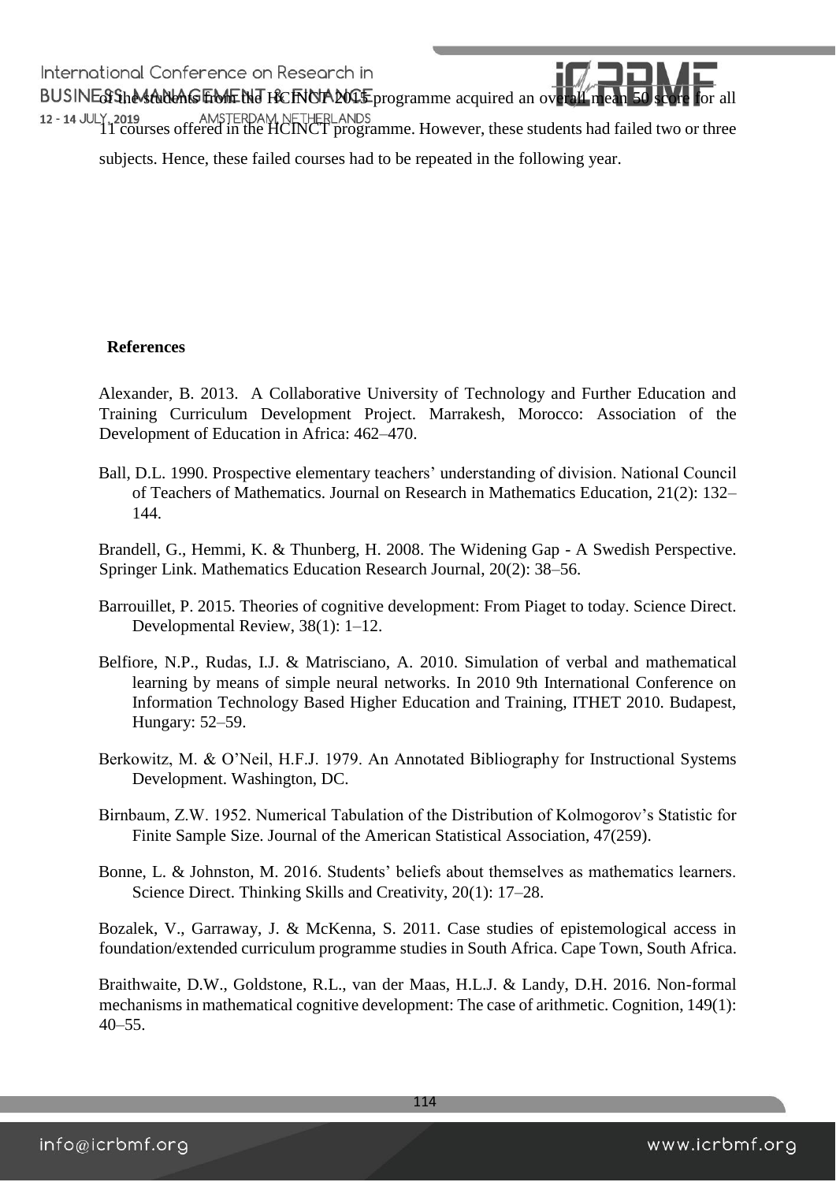of the students from the HCINCT 2015 programme acquired an overall mean 50 score for all 11 courses offered in the HCINCT programme. However, these students had failed two or three subjects. Hence, these failed courses had to be repeated in the following year.

**References**

Alexander, B. 2013. A Collaborative University of Technology and Further Education and Training Curriculum Development Project. Marrakesh, Morocco: Association of the Development of Education in Africa: 462–470.

Ball, D.L. 1990. Prospective elementary teachers' understanding of division. National Council of Teachers of Mathematics. Journal on Research in Mathematics Education, 21(2): 132–144.

Brandell, G., Hemmi, K. & Thunberg, H. 2008. The Widening Gap - A Swedish Perspective. Springer Link. Mathematics Education Research Journal, 20(2): 38–56.

Barrouillet, P. 2015. Theories of cognitive development: From Piaget to today. Science Direct. Developmental Review, 38(1): 1–12.

Belfiore, N.P., Rudas, I.J. & Matrisciano, A. 2010. Simulation of verbal and mathematical learning by means of simple neural networks. In 2010 9th International Conference on Information Technology Based Higher Education and Training, ITHET 2010. Budapest, Hungary: 52–59.

Berkowitz, M. & O'Neil, H.F.J. 1979. An Annotated Bibliography for Instructional Systems Development. Washington, DC.

Birnbaum, Z.W. 1952. Numerical Tabulation of the Distribution of Kolmogorov's Statistic for Finite Sample Size. Journal of the American Statistical Association, 47(259).

Bonne, L. & Johnston, M. 2016. Students' beliefs about themselves as mathematics learners. Science Direct. Thinking Skills and Creativity, 20(1): 17–28.

Bozalek, V., Garraway, J. & McKenna, S. 2011. Case studies of epistemological access in foundation/extended curriculum programme studies in South Africa. Cape Town, South Africa.

Braithwaite, D.W., Goldstone, R.L., van der Maas, H.L.J. & Landy, D.H. 2016. Non-formal mechanisms in mathematical cognitive development: The case of arithmetic. Cognition, 149(1): 40–55.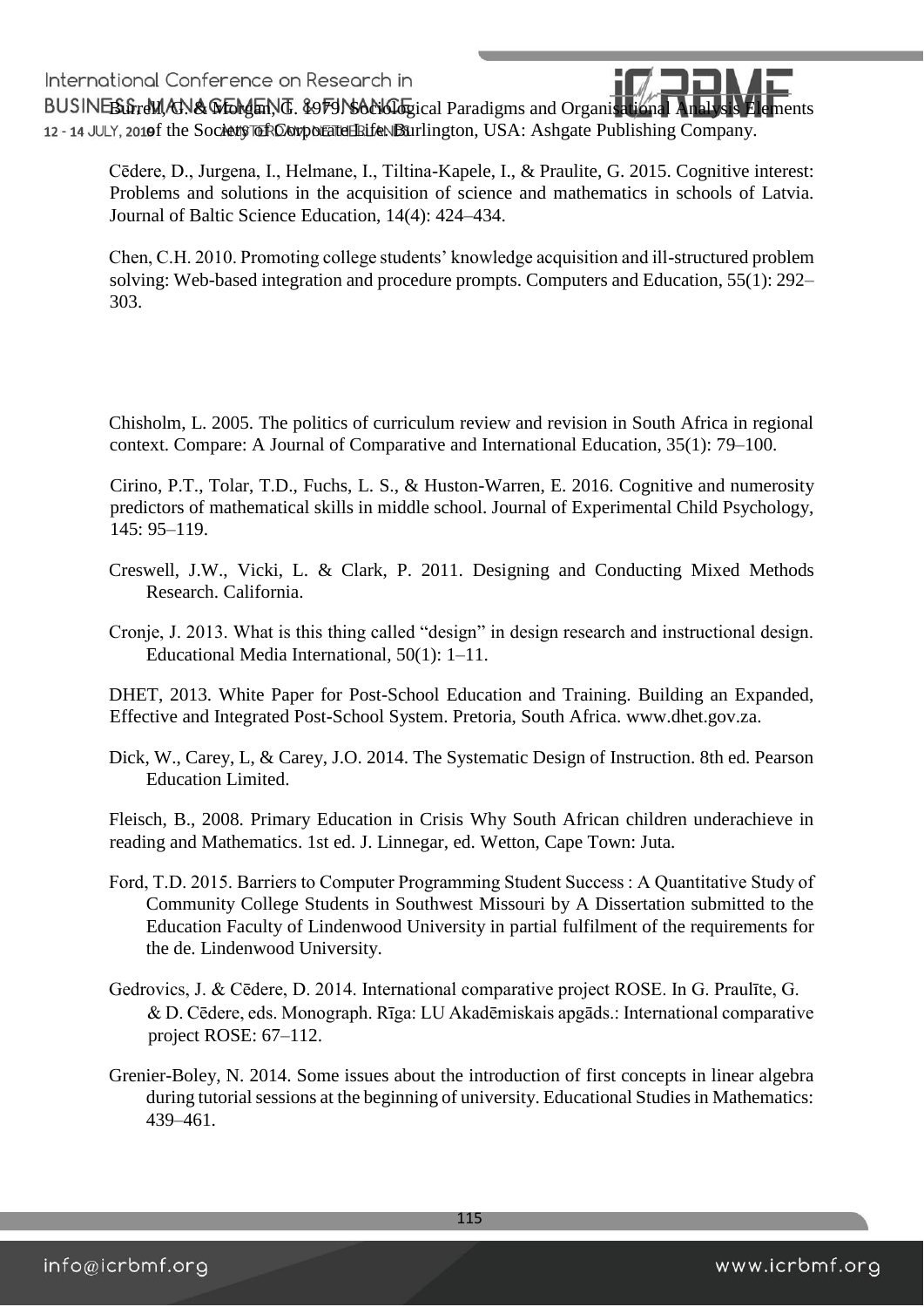Burrell, G. & Morgan, G. 1979. Sociological Paradigms and Organisational Analysis Elements of the Sociology of Corporate Life. Burlington, USA: Ashgate Publishing Company.

Cēdere, D., Jurgena, I., Helmane, I., Tiltina-Kapele, I., & Praulite, G. 2015. Cognitive interest: Problems and solutions in the acquisition of science and mathematics in schools of Latvia. Journal of Baltic Science Education, 14(4): 424–434.

Chen, C.H. 2010. Promoting college students' knowledge acquisition and ill-structured problem solving: Web-based integration and procedure prompts. Computers and Education, 55(1): 292–303.

Chisholm, L. 2005. The politics of curriculum review and revision in South Africa in regional context. Compare: A Journal of Comparative and International Education, 35(1): 79–100.

Cirino, P.T., Tolar, T.D., Fuchs, L. S., & Huston-Warren, E. 2016. Cognitive and numerosity predictors of mathematical skills in middle school. Journal of Experimental Child Psychology, 145: 95–119.

Creswell, J.W., Vicki, L. & Clark, P. 2011. Designing and Conducting Mixed Methods Research. California.

Cronje, J. 2013. What is this thing called "design" in design research and instructional design. Educational Media International, 50(1): 1–11.

DHET, 2013. White Paper for Post-School Education and Training. Building an Expanded, Effective and Integrated Post-School System. Pretoria, South Africa. www.dhet.gov.za.

Dick, W., Carey, L, & Carey, J.O. 2014. The Systematic Design of Instruction. 8th ed. Pearson Education Limited.

Fleisch, B., 2008. Primary Education in Crisis Why South African children underachieve in reading and Mathematics. 1st ed. J. Linnegar, ed. Wetton, Cape Town: Juta.

Ford, T.D. 2015. Barriers to Computer Programming Student Success : A Quantitative Study of Community College Students in Southwest Missouri by A Dissertation submitted to the Education Faculty of Lindenwood University in partial fulfilment of the requirements for the de. Lindenwood University.

Gedrovics, J. & Cēdere, D. 2014. International comparative project ROSE. In G. Praulīte, G. & D. Cēdere, eds. Monograph. Rīga: LU Akadēmiskais apgāds.: International comparative project ROSE: 67–112.

Grenier-Boley, N. 2014. Some issues about the introduction of first concepts in linear algebra during tutorial sessions at the beginning of university. Educational Studies in Mathematics: 439–461.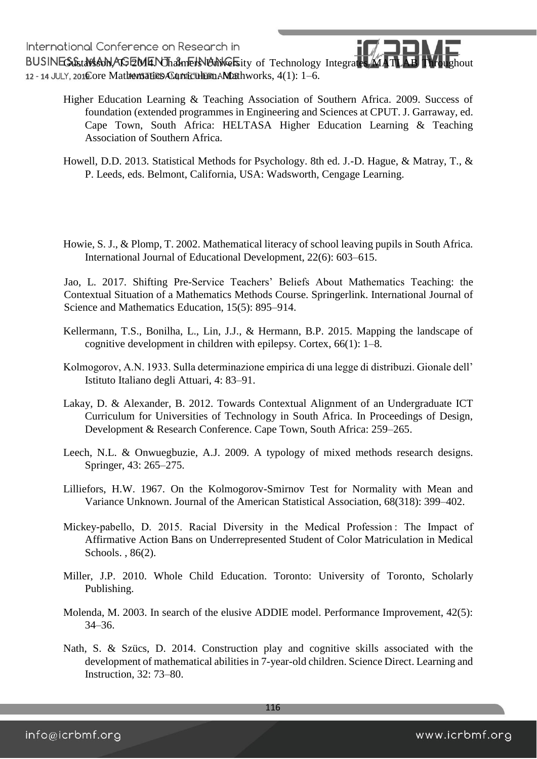Gustafsson, T. 2014. Chalmers University of Technology Integrates MATLAB Throughout Core Mathematics Curriculum. Mathworks, 4(1): 1–6.

Higher Education Learning & Teaching Association of Southern Africa. 2009. Success of foundation (extended programmes in Engineering and Sciences at CPUT. J. Garraway, ed. Cape Town, South Africa: HELTASA Higher Education Learning & Teaching Association of Southern Africa.

Howell, D.D. 2013. Statistical Methods for Psychology. 8th ed. J.-D. Hague, & Matray, T., & P. Leeds, eds. Belmont, California, USA: Wadsworth, Cengage Learning.

Howie, S. J., & Plomp, T. 2002. Mathematical literacy of school leaving pupils in South Africa. International Journal of Educational Development, 22(6): 603–615.

Jao, L. 2017. Shifting Pre-Service Teachers' Beliefs About Mathematics Teaching: the Contextual Situation of a Mathematics Methods Course. Springerlink. International Journal of Science and Mathematics Education, 15(5): 895–914.

Kellermann, T.S., Bonilha, L., Lin, J.J., & Hermann, B.P. 2015. Mapping the landscape of cognitive development in children with epilepsy. Cortex, 66(1): 1–8.

Kolmogorov, A.N. 1933. Sulla determinazione empirica di una legge di distribuzi. Gionale dell' Istituto Italiano degli Attuari, 4: 83–91.

Lakay, D. & Alexander, B. 2012. Towards Contextual Alignment of an Undergraduate ICT Curriculum for Universities of Technology in South Africa. In Proceedings of Design, Development & Research Conference. Cape Town, South Africa: 259–265.

Leech, N.L. & Onwuegbuzie, A.J. 2009. A typology of mixed methods research designs. Springer, 43: 265–275.

Lilliefors, H.W. 1967. On the Kolmogorov-Smirnov Test for Normality with Mean and Variance Unknown. Journal of the American Statistical Association, 68(318): 399–402.

Mickey-pabello, D. 2015. Racial Diversity in the Medical Profession : The Impact of Affirmative Action Bans on Underrepresented Student of Color Matriculation in Medical Schools. , 86(2).

Miller, J.P. 2010. Whole Child Education. Toronto: University of Toronto, Scholarly Publishing.

Molenda, M. 2003. In search of the elusive ADDIE model. Performance Improvement, 42(5): 34–36.

Nath, S. & Szücs, D. 2014. Construction play and cognitive skills associated with the development of mathematical abilities in 7-year-old children. Science Direct. Learning and Instruction, 32: 73–80.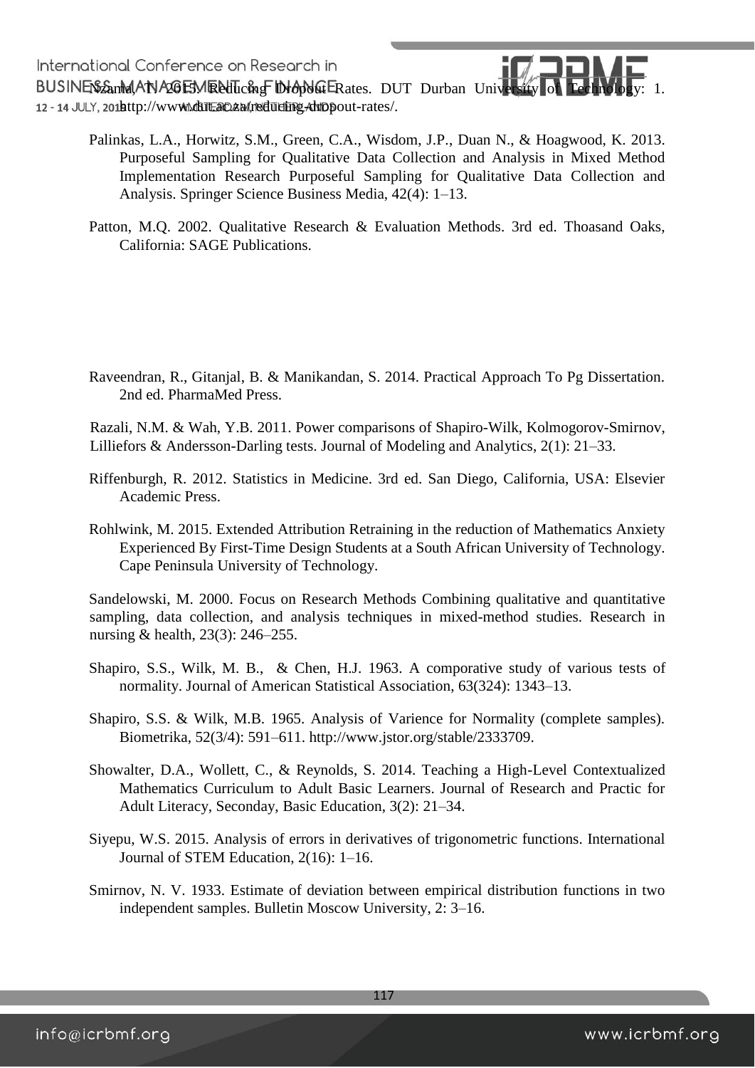Nzama, N. 2015. Reducing Dropout Rates. DUT Durban University of Technology: 1. http://www.dut.ac.za/reducing-dropout-rates/.

Palinkas, L.A., Horwitz, S.M., Green, C.A., Wisdom, J.P., Duan N., & Hoagwood, K. 2013. Purposeful Sampling for Qualitative Data Collection and Analysis in Mixed Method Implementation Research Purposeful Sampling for Qualitative Data Collection and Analysis. Springer Science Business Media, 42(4): 1–13.

Patton, M.Q. 2002. Qualitative Research & Evaluation Methods. 3rd ed. Thoasand Oaks, California: SAGE Publications.

Raveendran, R., Gitanjal, B. & Manikandan, S. 2014. Practical Approach To Pg Dissertation. 2nd ed. PharmaMed Press.

Razali, N.M. & Wah, Y.B. 2011. Power comparisons of Shapiro-Wilk, Kolmogorov-Smirnov, Lilliefors & Andersson-Darling tests. Journal of Modeling and Analytics, 2(1): 21–33.

Riffenburgh, R. 2012. Statistics in Medicine. 3rd ed. San Diego, California, USA: Elsevier Academic Press.

Rohlwink, M. 2015. Extended Attribution Retraining in the reduction of Mathematics Anxiety Experienced By First-Time Design Students at a South African University of Technology. Cape Peninsula University of Technology.

Sandelowski, M. 2000. Focus on Research Methods Combining qualitative and quantitative sampling, data collection, and analysis techniques in mixed-method studies. Research in nursing & health, 23(3): 246–255.

Shapiro, S.S., Wilk, M. B., & Chen, H.J. 1963. A comporative study of various tests of normality. Journal of American Statistical Association, 63(324): 1343–13.

Shapiro, S.S. & Wilk, M.B. 1965. Analysis of Varience for Normality (complete samples). Biometrika, 52(3/4): 591–611. http://www.jstor.org/stable/2333709.

Showalter, D.A., Wollett, C., & Reynolds, S. 2014. Teaching a High-Level Contextualized Mathematics Curriculum to Adult Basic Learners. Journal of Research and Practic for Adult Literacy, Seconday, Basic Education, 3(2): 21–34.

Siyepu, W.S. 2015. Analysis of errors in derivatives of trigonometric functions. International Journal of STEM Education, 2(16): 1–16.

Smirnov, N. V. 1933. Estimate of deviation between empirical distribution functions in two independent samples. Bulletin Moscow University, 2: 3–16.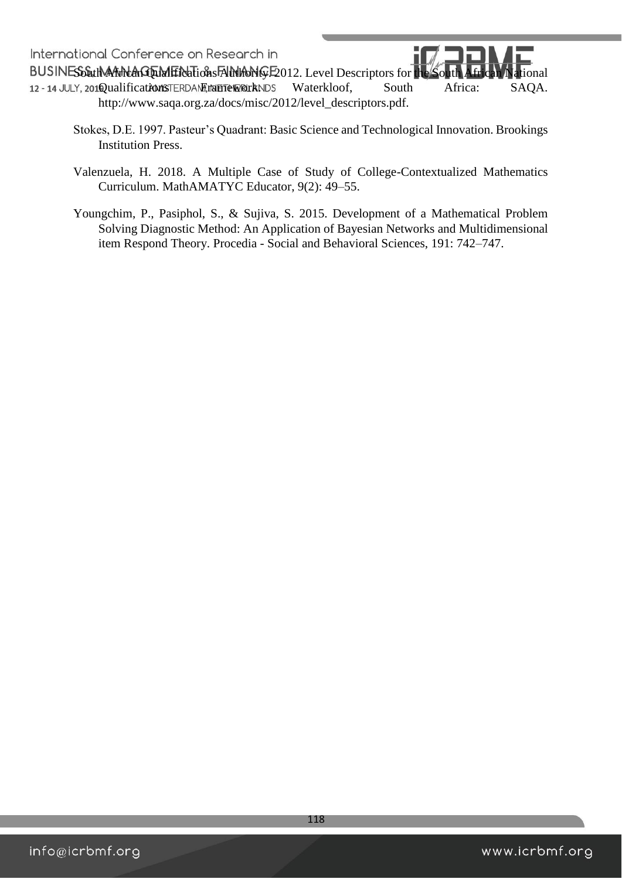South African Qualifications Authority. 2012. Level Descriptors for the South African National Qualifications Framework. Waterkloof, South Africa: SAQA. http://www.saqa.org.za/docs/misc/2012/level_descriptors.pdf.

Stokes, D.E. 1997. Pasteur's Quadrant: Basic Science and Technological Innovation. Brookings Institution Press.

Valenzuela, H. 2018. A Multiple Case of Study of College-Contextualized Mathematics Curriculum. MathAMATYC Educator, 9(2): 49–55.

Youngchim, P., Pasiphol, S., & Sujiva, S. 2015. Development of a Mathematical Problem Solving Diagnostic Method: An Application of Bayesian Networks and Multidimensional item Respond Theory. Procedia - Social and Behavioral Sciences, 191: 742–747.